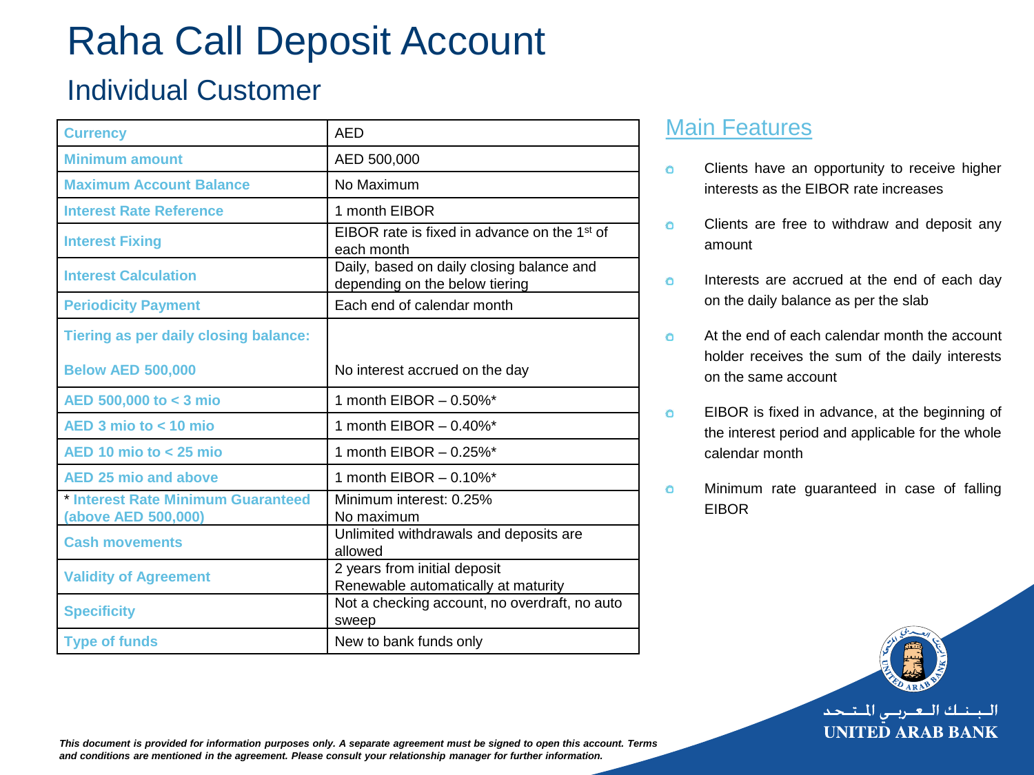# Raha Call Deposit Account

## Individual Customer

| Currency | AED |
|---|---|
| Minimum amount | AED 500,000 |
| Maximum Account Balance | No Maximum |
| Interest Rate Reference | 1 month EIBOR |
| Interest Fixing | EIBOR rate is fixed in advance on the 1st of each month |
| Interest Calculation | Daily, based on daily closing balance and depending on the below tiering |
| Periodicity Payment | Each end of calendar month |
| Tiering as per daily closing balance: Below AED 500,000 | No interest accrued on the day |
| AED 500,000 to < 3 mio | 1 month EIBOR – 0.50%* |
| AED 3 mio to < 10 mio | 1 month EIBOR – 0.40%* |
| AED 10 mio to < 25 mio | 1 month EIBOR – 0.25%* |
| AED 25 mio and above | 1 month EIBOR – 0.10%* |
| * Interest Rate Minimum Guaranteed (above AED 500,000) | Minimum interest: 0.25% No maximum |
| Cash movements | Unlimited withdrawals and deposits are allowed |
| Validity of Agreement | 2 years from initial deposit Renewable automatically at maturity |
| Specificity | Not a checking account, no overdraft, no auto sweep |
| Type of funds | New to bank funds only |

### Main Features

- Clients have an opportunity to receive higher interests as the EIBOR rate increases
- Clients are free to withdraw and deposit any amount
- Interests are accrued at the end of each day on the daily balance as per the slab
- At the end of each calendar month the account holder receives the sum of the daily interests on the same account
- EIBOR is fixed in advance, at the beginning of the interest period and applicable for the whole calendar month
- Minimum rate guaranteed in case of falling EIBOR

البنك العربي المتحد
UNITED ARAB BANK

*This document is provided for information purposes only. A separate agreement must be signed to open this account. Terms and conditions are mentioned in the agreement. Please consult your relationship manager for further information.*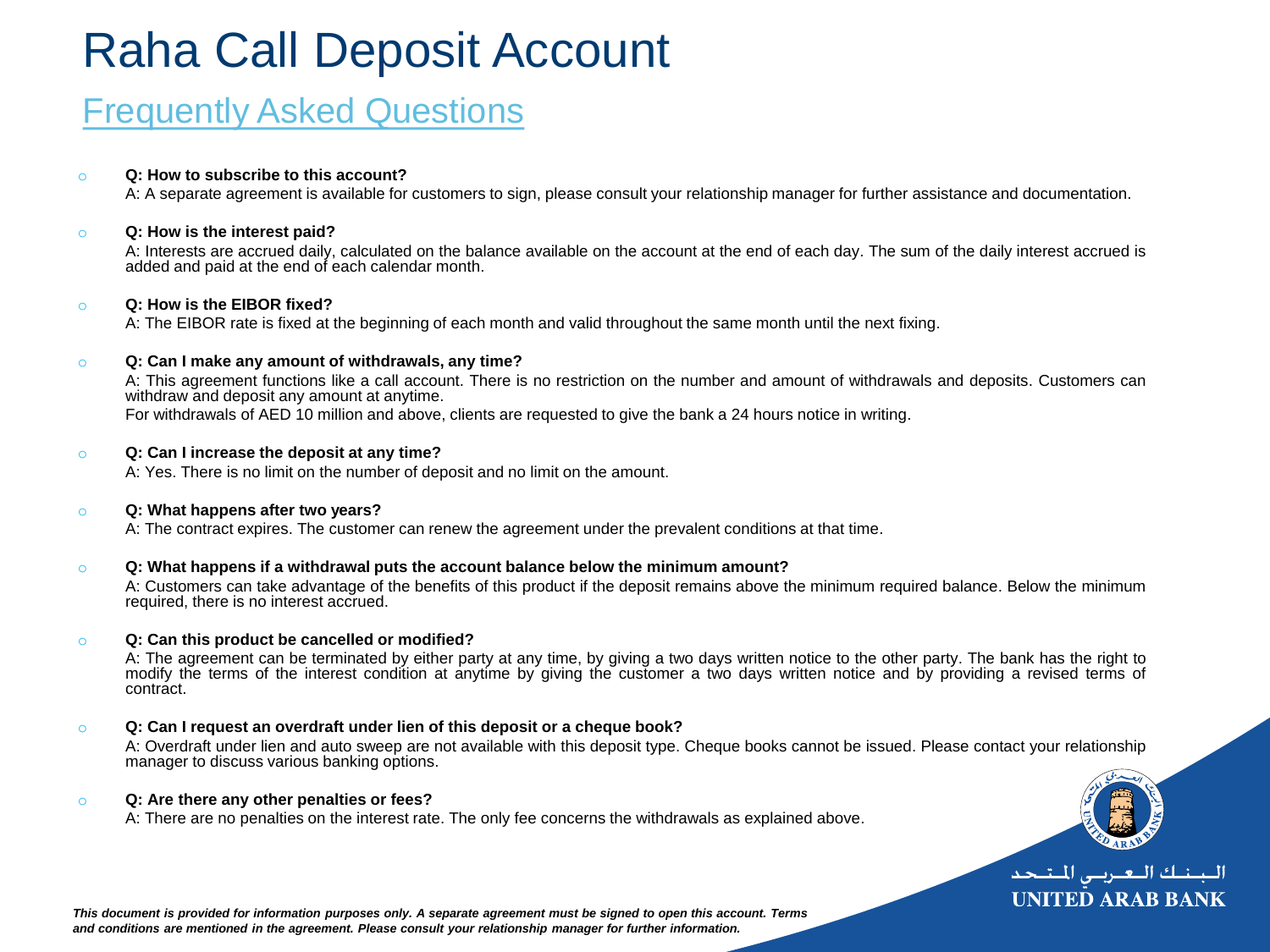# Raha Call Deposit Account

## Frequently Asked Questions

- **Q: How to subscribe to this account?**

  A: A separate agreement is available for customers to sign, please consult your relationship manager for further assistance and documentation.

- **Q: How is the interest paid?**

  A: Interests are accrued daily, calculated on the balance available on the account at the end of each day. The sum of the daily interest accrued is added and paid at the end of each calendar month.

- **Q: How is the EIBOR fixed?**

  A: The EIBOR rate is fixed at the beginning of each month and valid throughout the same month until the next fixing.

- **Q: Can I make any amount of withdrawals, any time?**

  A: This agreement functions like a call account. There is no restriction on the number and amount of withdrawals and deposits. Customers can withdraw and deposit any amount at anytime.

  For withdrawals of AED 10 million and above, clients are requested to give the bank a 24 hours notice in writing.

- **Q: Can I increase the deposit at any time?**

  A: Yes. There is no limit on the number of deposit and no limit on the amount.

- **Q: What happens after two years?**

  A: The contract expires. The customer can renew the agreement under the prevalent conditions at that time.

- **Q: What happens if a withdrawal puts the account balance below the minimum amount?**

  A: Customers can take advantage of the benefits of this product if the deposit remains above the minimum required balance. Below the minimum required, there is no interest accrued.

- **Q: Can this product be cancelled or modified?**

  A: The agreement can be terminated by either party at any time, by giving a two days written notice to the other party. The bank has the right to modify the terms of the interest condition at anytime by giving the customer a two days written notice and by providing a revised terms of contract.

- **Q: Can I request an overdraft under lien of this deposit or a cheque book?**

  A: Overdraft under lien and auto sweep are not available with this deposit type. Cheque books cannot be issued. Please contact your relationship manager to discuss various banking options.

- **Q: Are there any other penalties or fees?**

  A: There are no penalties on the interest rate. The only fee concerns the withdrawals as explained above.

البـنـك الـعـربـي المـتـحـد

UNITED ARAB BANK

*This document is provided for information purposes only. A separate agreement must be signed to open this account. Terms and conditions are mentioned in the agreement. Please consult your relationship manager for further information.*